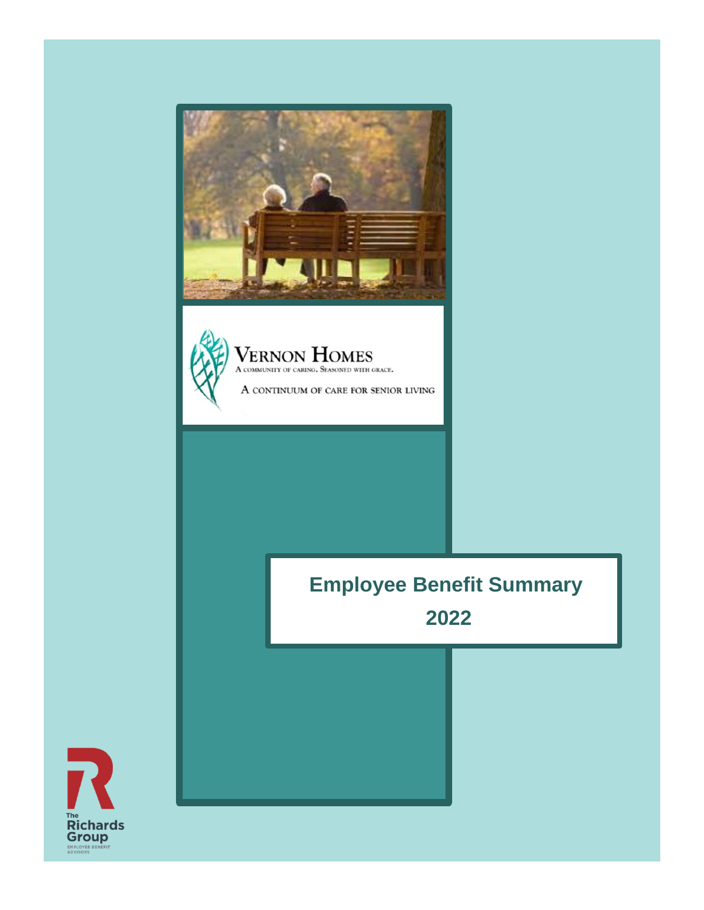VERNON HOMES

A community of caring. Seasoned with grace.

A CONTINUUM OF CARE FOR SENIOR LIVING

# Employee Benefit Summary

# 2022

The Richards Group

EMPLOYEE BENEFIT ADVISORS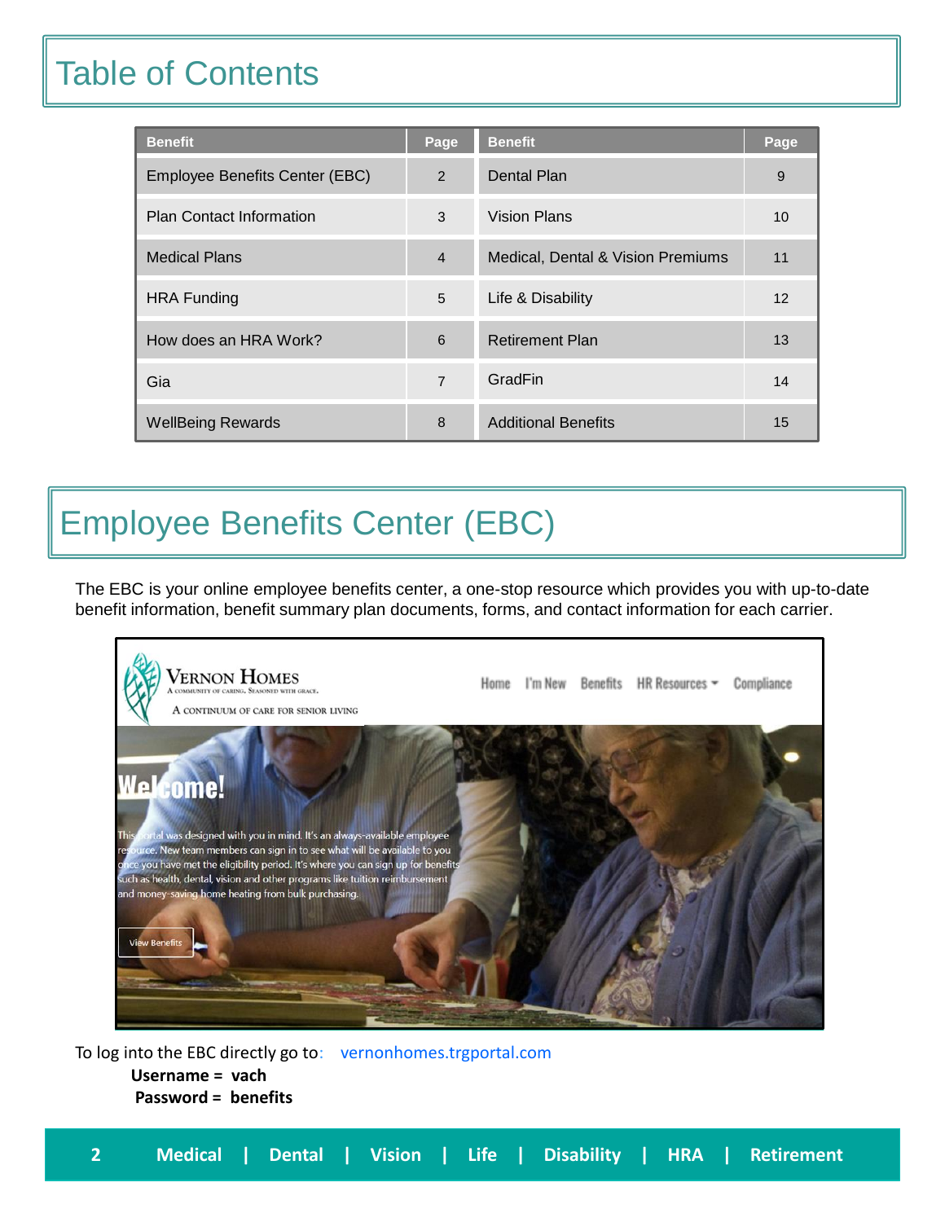# Table of Contents

| Benefit | Page | Benefit | Page |
|---|---|---|---|
| Employee Benefits Center (EBC) | 2 | Dental Plan | 9 |
| Plan Contact Information | 3 | Vision Plans | 10 |
| Medical Plans | 4 | Medical, Dental & Vision Premiums | 11 |
| HRA Funding | 5 | Life & Disability | 12 |
| How does an HRA Work? | 6 | Retirement Plan | 13 |
| Gia | 7 | GradFin | 14 |
| WellBeing Rewards | 8 | Additional Benefits | 15 |

# Employee Benefits Center (EBC)

The EBC is your online employee benefits center, a one-stop resource which provides you with up-to-date benefit information, benefit summary plan documents, forms, and contact information for each carrier.

To log into the EBC directly go to: vernonhomes.trgportal.com

**Username = vach**

**Password = benefits**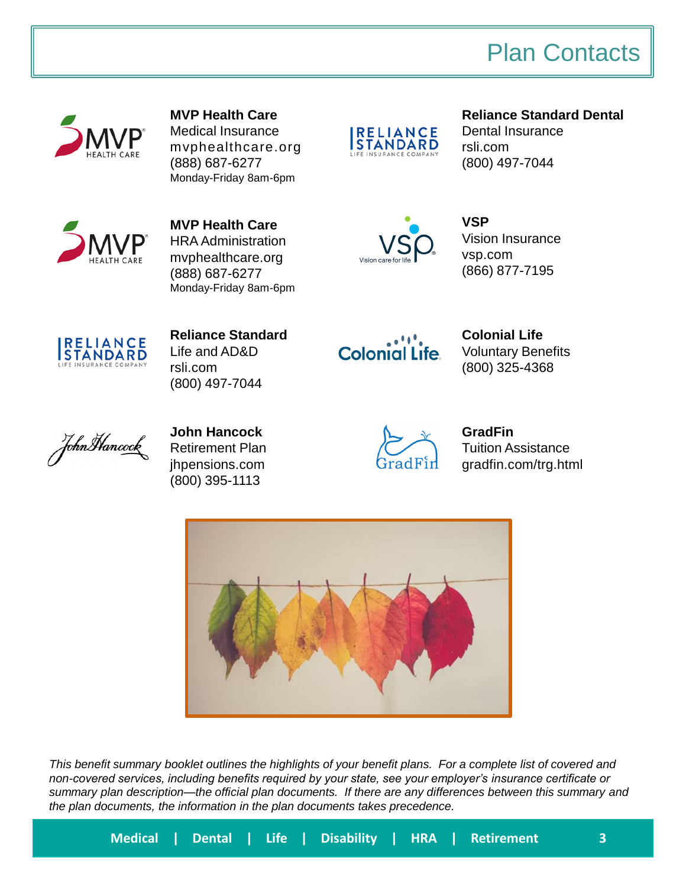# Plan Contacts

**MVP Health Care**
Medical Insurance
mvphealthcare.org
(888) 687-6277
Monday-Friday 8am-6pm

**MVP Health Care**
HRA Administration
mvphealthcare.org
(888) 687-6277
Monday-Friday 8am-6pm

**Reliance Standard**
Life and AD&D
rsli.com
(800) 497-7044

**John Hancock**
Retirement Plan
jhpensions.com
(800) 395-1113

**Reliance Standard Dental**
Dental Insurance
rsli.com
(800) 497-7044

**VSP**
Vision Insurance
vsp.com
(866) 877-7195

**Colonial Life**
Voluntary Benefits
(800) 325-4368

**GradFin**
Tuition Assistance
gradfin.com/trg.html

*This benefit summary booklet outlines the highlights of your benefit plans. For a complete list of covered and non-covered services, including benefits required by your state, see your employer's insurance certificate or summary plan description—the official plan documents. If there are any differences between this summary and the plan documents, the information in the plan documents takes precedence.*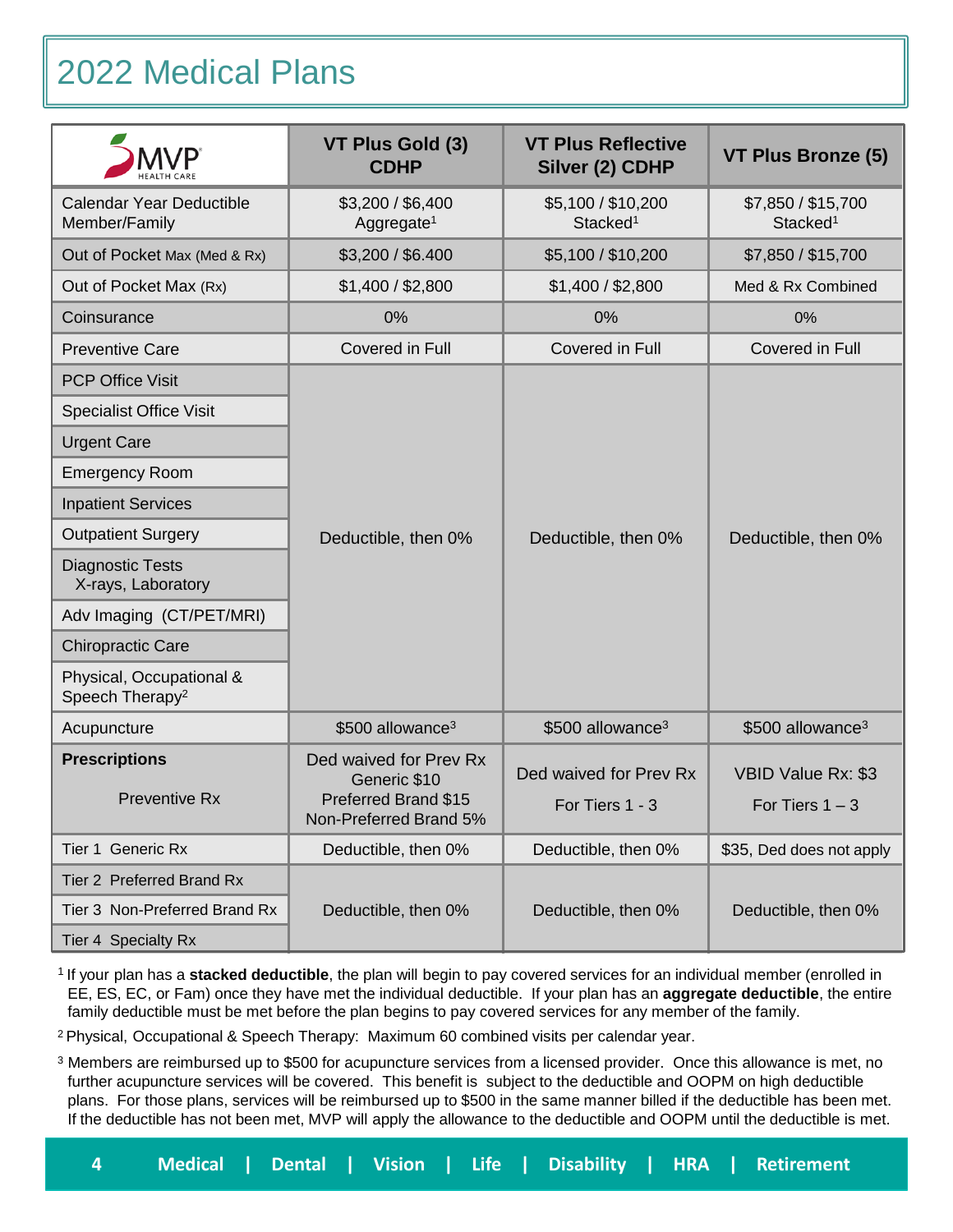# 2022 Medical Plans

| MVP Health Care | VT Plus Gold (3) CDHP | VT Plus Reflective Silver (2) CDHP | VT Plus Bronze (5) |
|---|---|---|---|
| Calendar Year Deductible Member/Family | $3,200 / $6,400 Aggregate[1] | $5,100 / $10,200 Stacked[1] | $7,850 / $15,700 Stacked[1] |
| Out of Pocket Max (Med & Rx) | $3,200 / $6.400 | $5,100 / $10,200 | $7,850 / $15,700 |
| Out of Pocket Max (Rx) | $1,400 / $2,800 | $1,400 / $2,800 | Med & Rx Combined |
| Coinsurance | 0% | 0% | 0% |
| Preventive Care | Covered in Full | Covered in Full | Covered in Full |
| PCP Office Visit | Deductible, then 0% | Deductible, then 0% | Deductible, then 0% |
| Specialist Office Visit | | | |
| Urgent Care | | | |
| Emergency Room | | | |
| Inpatient Services | | | |
| Outpatient Surgery | | | |
| Diagnostic Tests X-rays, Laboratory | | | |
| Adv Imaging (CT/PET/MRI) | | | |
| Chiropractic Care | | | |
| Physical, Occupational & Speech Therapy[2] | | | |
| Acupuncture | $500 allowance[3] | $500 allowance[3] | $500 allowance[3] |
| **Prescriptions** Preventive Rx | Ded waived for Prev Rx Generic $10 Preferred Brand $15 Non-Preferred Brand 5% | Ded waived for Prev Rx For Tiers 1 - 3 | VBID Value Rx: $3 For Tiers 1 – 3 |
| Tier 1 Generic Rx | Deductible, then 0% | Deductible, then 0% | $35, Ded does not apply |
| Tier 2 Preferred Brand Rx | Deductible, then 0% | Deductible, then 0% | Deductible, then 0% |
| Tier 3 Non-Preferred Brand Rx | | | |
| Tier 4 Specialty Rx | | | |

[1] If your plan has a **stacked deductible**, the plan will begin to pay covered services for an individual member (enrolled in EE, ES, EC, or Fam) once they have met the individual deductible. If your plan has an **aggregate deductible**, the entire family deductible must be met before the plan begins to pay covered services for any member of the family.

[2] Physical, Occupational & Speech Therapy: Maximum 60 combined visits per calendar year.

[3] Members are reimbursed up to $500 for acupuncture services from a licensed provider. Once this allowance is met, no further acupuncture services will be covered. This benefit is subject to the deductible and OOPM on high deductible plans. For those plans, services will be reimbursed up to $500 in the same manner billed if the deductible has been met. If the deductible has not been met, MVP will apply the allowance to the deductible and OOPM until the deductible is met.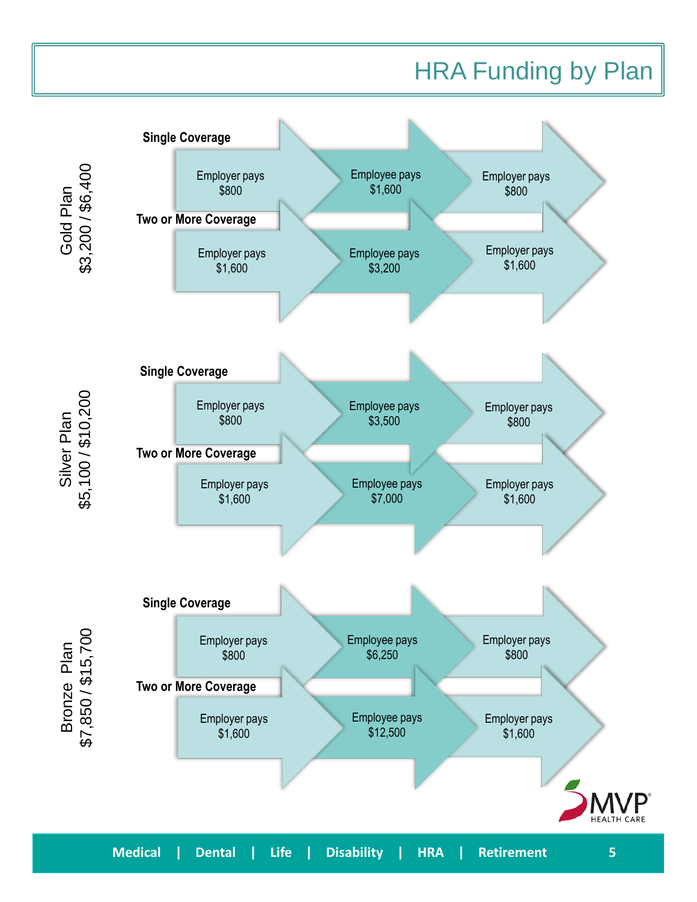# HRA Funding by Plan

## Gold Plan
$3,200 / $6,400

| Coverage | Step 1 | Step 2 | Step 3 |
| --- | --- | --- | --- |
| Single Coverage | Employer pays $800 | Employee pays $1,600 | Employer pays $800 |
| Two or More Coverage | Employer pays $1,600 | Employee pays $3,200 | Employer pays $1,600 |

## Silver Plan
$5,100 / $10,200

| Coverage | Step 1 | Step 2 | Step 3 |
| --- | --- | --- | --- |
| Single Coverage | Employer pays $800 | Employee pays $3,500 | Employer pays $800 |
| Two or More Coverage | Employee pays $1,600 | Employee pays $7,000 | Employee pays $1,600 |

## Bronze Plan
$7,850 / $15,700

| Coverage | Step 1 | Step 2 | Step 3 |
| --- | --- | --- | --- |
| Single Coverage | Employer pays $800 | Employee pays $6,250 | Employer pays $800 |
| Two or More Coverage | Employee pays $1,600 | Employee pays $12,500 | Employee pays $1,600 |

MVP HEALTH CARE

Medical | Dental | Life | Disability | HRA | Retirement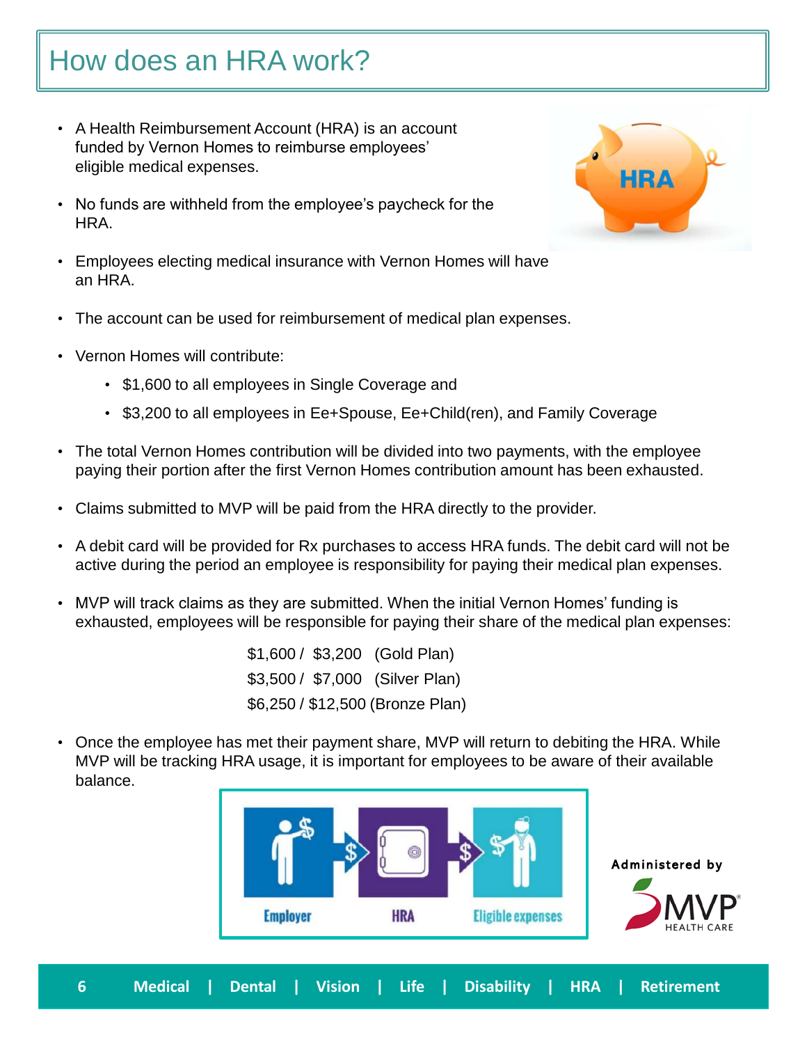# How does an HRA work?

- A Health Reimbursement Account (HRA) is an account funded by Vernon Homes to reimburse employees' eligible medical expenses.
- No funds are withheld from the employee's paycheck for the HRA.
- Employees electing medical insurance with Vernon Homes will have an HRA.
- The account can be used for reimbursement of medical plan expenses.
- Vernon Homes will contribute:
  - $1,600 to all employees in Single Coverage and
  - $3,200 to all employees in Ee+Spouse, Ee+Child(ren), and Family Coverage
- The total Vernon Homes contribution will be divided into two payments, with the employee paying their portion after the first Vernon Homes contribution amount has been exhausted.
- Claims submitted to MVP will be paid from the HRA directly to the provider.
- A debit card will be provided for Rx purchases to access HRA funds. The debit card will not be active during the period an employee is responsibility for paying their medical plan expenses.
- MVP will track claims as they are submitted. When the initial Vernon Homes' funding is exhausted, employees will be responsible for paying their share of the medical plan expenses:

  $1,600 / $3,200 (Gold Plan)
  $3,500 / $7,000 (Silver Plan)
  $6,250 / $12,500 (Bronze Plan)

- Once the employee has met their payment share, MVP will return to debiting the HRA. While MVP will be tracking HRA usage, it is important for employees to be aware of their available balance.

Employer → HRA → Eligible expenses

Administered by MVP Health Care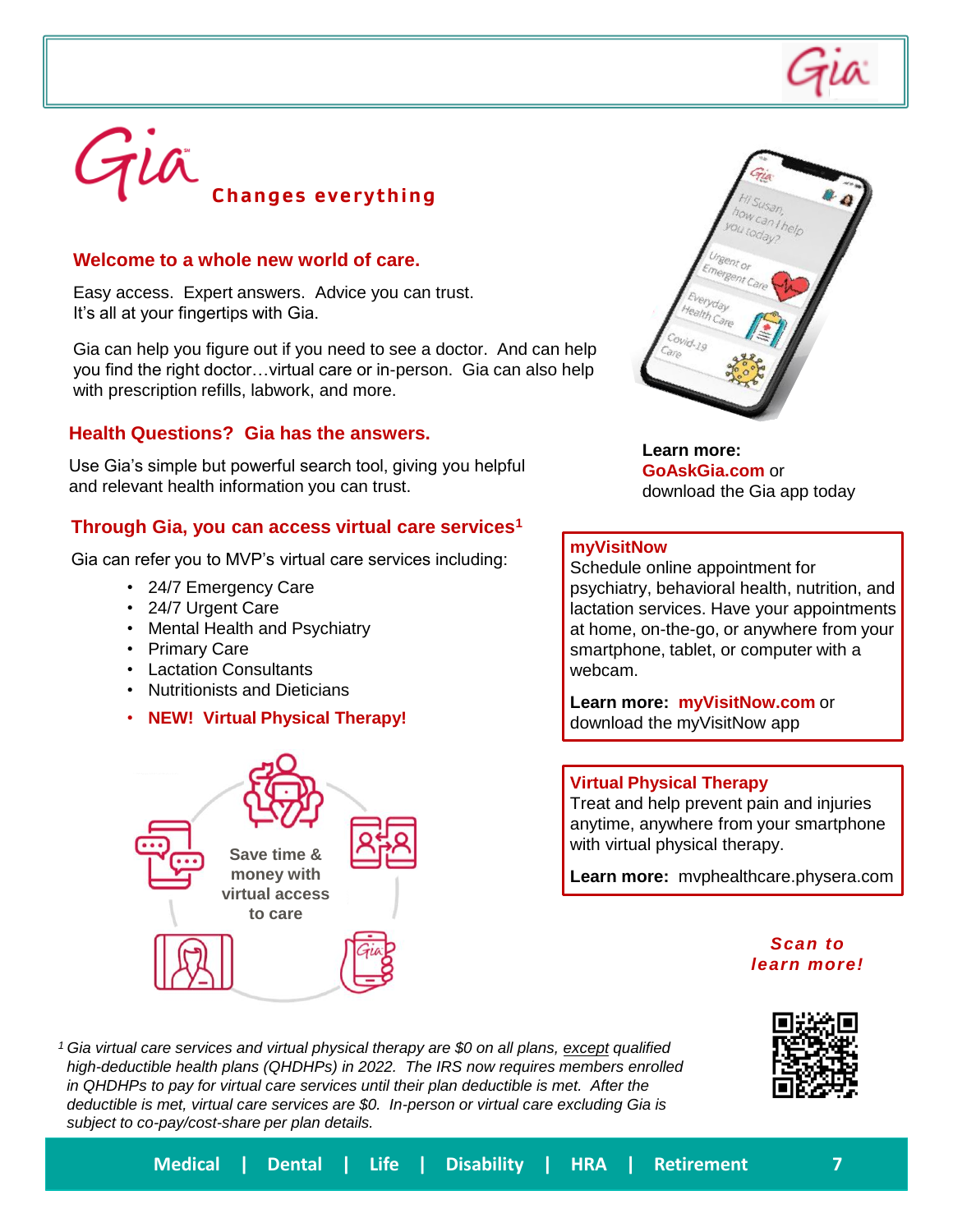# Gia Changes everything

## Welcome to a whole new world of care.

Easy access. Expert answers. Advice you can trust.
It's all at your fingertips with Gia.

Gia can help you figure out if you need to see a doctor. And can help you find the right doctor…virtual care or in-person. Gia can also help with prescription refills, labwork, and more.

## Health Questions? Gia has the answers.

Use Gia's simple but powerful search tool, giving you helpful and relevant health information you can trust.

## Through Gia, you can access virtual care services[1]

Gia can refer you to MVP's virtual care services including:

- 24/7 Emergency Care
- 24/7 Urgent Care
- Mental Health and Psychiatry
- Primary Care
- Lactation Consultants
- Nutritionists and Dieticians
- **NEW! Virtual Physical Therapy!**

Save time & money with virtual access to care

**Learn more:**
**GoAskGia.com** or
download the Gia app today

### myVisitNow

Schedule online appointment for psychiatry, behavioral health, nutrition, and lactation services. Have your appointments at home, on-the-go, or anywhere from your smartphone, tablet, or computer with a webcam.

**Learn more:** **myVisitNow.com** or download the myVisitNow app

### Virtual Physical Therapy

Treat and help prevent pain and injuries anytime, anywhere from your smartphone with virtual physical therapy.

**Learn more:** mvphealthcare.physera.com

***Scan to learn more!***

*[1] Gia virtual care services and virtual physical therapy are $0 on all plans, except qualified high-deductible health plans (QHDHPs) in 2022. The IRS now requires members enrolled in QHDHPs to pay for virtual care services until their plan deductible is met. After the deductible is met, virtual care services are $0. In-person or virtual care excluding Gia is subject to co-pay/cost-share per plan details.*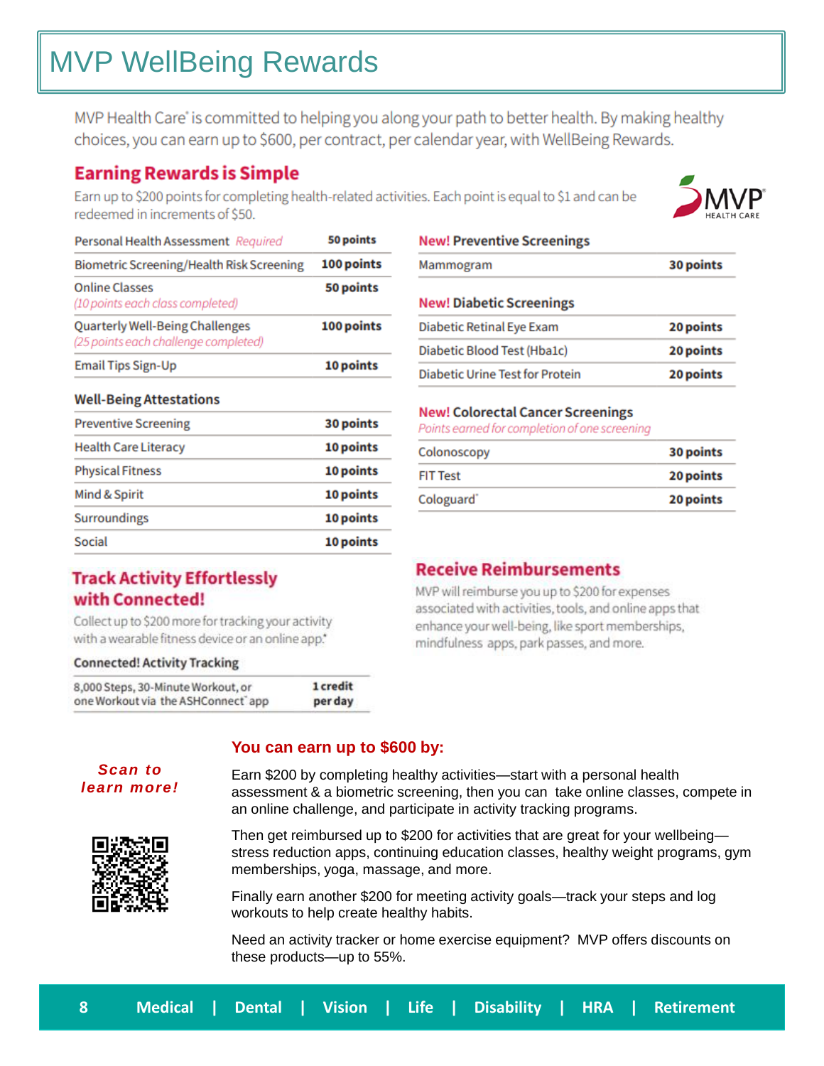# MVP WellBeing Rewards

MVP Health Care® is committed to helping you along your path to better health. By making healthy choices, you can earn up to $600, per contract, per calendar year, with WellBeing Rewards.

## Earning Rewards is Simple

Earn up to $200 points for completing health-related activities. Each point is equal to $1 and can be redeemed in increments of $50.

| Activity | Points |
|---|---|
| Personal Health Assessment *Required* | **50 points** |
| Biometric Screening/Health Risk Screening | **100 points** |
| Online Classes *(10 points each class completed)* | **50 points** |
| Quarterly Well-Being Challenges *(25 points each challenge completed)* | **100 points** |
| Email Tips Sign-Up | **10 points** |

| Well-Being Attestations | |
|---|---|
| Preventive Screening | **30 points** |
| Health Care Literacy | **10 points** |
| Physical Fitness | **10 points** |
| Mind & Spirit | **10 points** |
| Surroundings | **10 points** |
| Social | **10 points** |

| **New!** Preventive Screenings | |
|---|---|
| Mammogram | **30 points** |

| **New!** Diabetic Screenings | |
|---|---|
| Diabetic Retinal Eye Exam | **20 points** |
| Diabetic Blood Test (Hba1c) | **20 points** |
| Diabetic Urine Test for Protein | **20 points** |

**New!** Colorectal Cancer Screenings
*Points earned for completion of one screening*

| Screening | Points |
|---|---|
| Colonoscopy | **30 points** |
| FIT Test | **20 points** |
| Cologuard® | **20 points** |

## Track Activity Effortlessly with Connected!

Collect up to $200 more for tracking your activity with a wearable fitness device or an online app.*

| Connected! Activity Tracking | |
|---|---|
| 8,000 Steps, 30-Minute Workout, or one Workout via the ASHConnect® app | **1 credit per day** |

## Receive Reimbursements

MVP will reimburse you up to $200 for expenses associated with activities, tools, and online apps that enhance your well-being, like sport memberships, mindfulness apps, park passes, and more.

**Scan to learn more!**

### You can earn up to $600 by:

Earn $200 by completing healthy activities—start with a personal health assessment & a biometric screening, then you can take online classes, compete in an online challenge, and participate in activity tracking programs.

Then get reimbursed up to $200 for activities that are great for your wellbeing—stress reduction apps, continuing education classes, healthy weight programs, gym memberships, yoga, massage, and more.

Finally earn another $200 for meeting activity goals—track your steps and log workouts to help create healthy habits.

Need an activity tracker or home exercise equipment? MVP offers discounts on these products—up to 55%.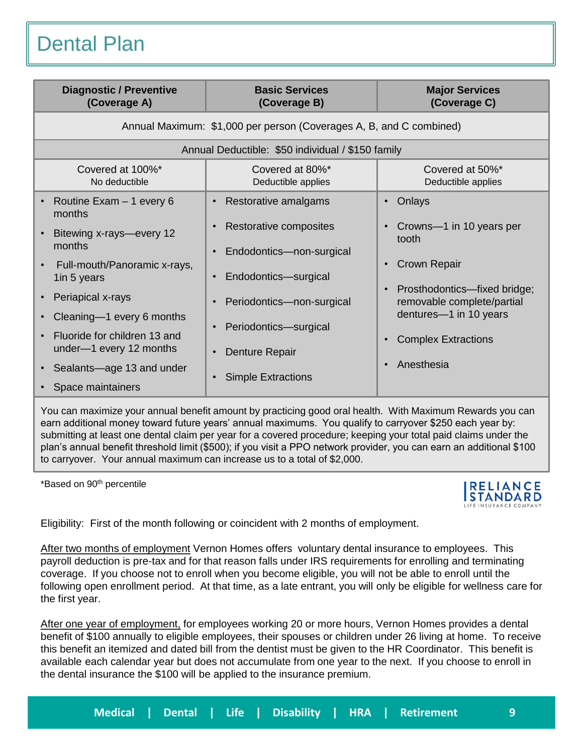# Dental Plan

| Diagnostic / Preventive (Coverage A) | Basic Services (Coverage B) | Major Services (Coverage C) |
|---|---|---|
| Annual Maximum: $1,000 per person (Coverages A, B, and C combined) | | |
| Annual Deductible: $50 individual / $150 family | | |
| Covered at 100%* No deductible | Covered at 80%* Deductible applies | Covered at 50%* Deductible applies |
| • Routine Exam – 1 every 6 months<br>• Bitewing x-rays—every 12 months<br>• Full-mouth/Panoramic x-rays, 1in 5 years<br>• Periapical x-rays<br>• Cleaning—1 every 6 months<br>• Fluoride for children 13 and under—1 every 12 months<br>• Sealants—age 13 and under<br>• Space maintainers | • Restorative amalgams<br>• Restorative composites<br>• Endodontics—non-surgical<br>• Endodontics—surgical<br>• Periodontics—non-surgical<br>• Periodontics—surgical<br>• Denture Repair<br>• Simple Extractions | • Onlays<br>• Crowns—1 in 10 years per tooth<br>• Crown Repair<br>• Prosthodontics—fixed bridge; removable complete/partial dentures—1 in 10 years<br>• Complex Extractions<br>• Anesthesia |

You can maximize your annual benefit amount by practicing good oral health. With Maximum Rewards you can earn additional money toward future years' annual maximums. You qualify to carryover $250 each year by: submitting at least one dental claim per year for a covered procedure; keeping your total paid claims under the plan's annual benefit threshold limit ($500); if you visit a PPO network provider, you can earn an additional $100 to carryover. Your annual maximum can increase us to a total of $2,000.

*Based on 90th percentile

RELIANCE STANDARD LIFE INSURANCE COMPANY

Eligibility: First of the month following or coincident with 2 months of employment.

After two months of employment Vernon Homes offers voluntary dental insurance to employees. This payroll deduction is pre-tax and for that reason falls under IRS requirements for enrolling and terminating coverage. If you choose not to enroll when you become eligible, you will not be able to enroll until the following open enrollment period. At that time, as a late entrant, you will only be eligible for wellness care for the first year.

After one year of employment, for employees working 20 or more hours, Vernon Homes provides a dental benefit of $100 annually to eligible employees, their spouses or children under 26 living at home. To receive this benefit an itemized and dated bill from the dentist must be given to the HR Coordinator. This benefit is available each calendar year but does not accumulate from one year to the next. If you choose to enroll in the dental insurance the $100 will be applied to the insurance premium.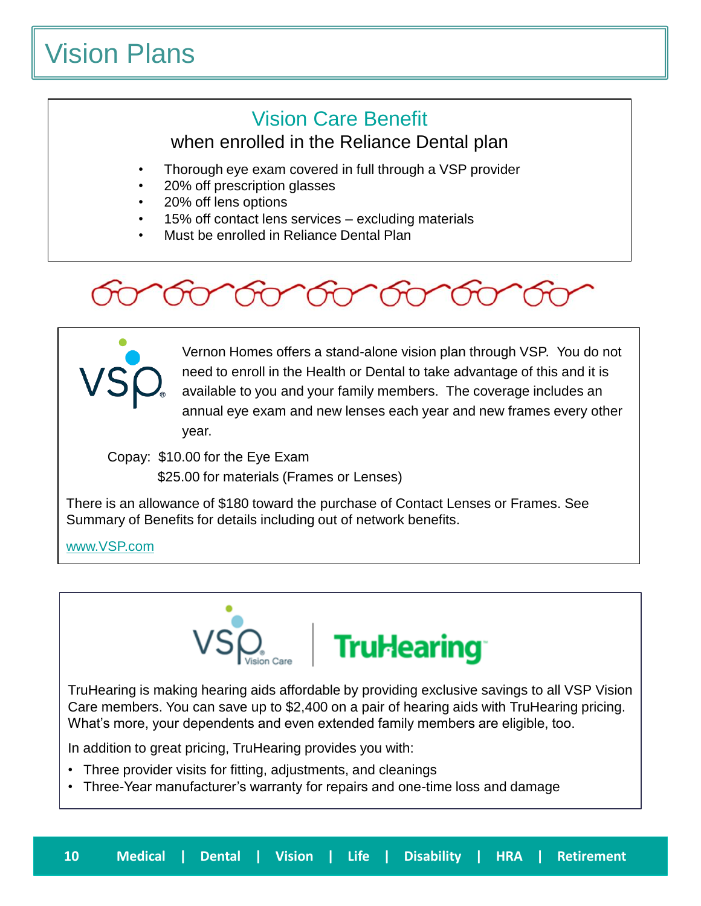# Vision Plans

## Vision Care Benefit

when enrolled in the Reliance Dental plan

- Thorough eye exam covered in full through a VSP provider
- 20% off prescription glasses
- 20% off lens options
- 15% off contact lens services – excluding materials
- Must be enrolled in Reliance Dental Plan

Vernon Homes offers a stand-alone vision plan through VSP. You do not need to enroll in the Health or Dental to take advantage of this and it is available to you and your family members. The coverage includes an annual eye exam and new lenses each year and new frames every other year.

Copay: $10.00 for the Eye Exam
$25.00 for materials (Frames or Lenses)

There is an allowance of $180 toward the purchase of Contact Lenses or Frames. See Summary of Benefits for details including out of network benefits.

www.VSP.com

VSP Vision Care | TruHearing

TruHearing is making hearing aids affordable by providing exclusive savings to all VSP Vision Care members. You can save up to $2,400 on a pair of hearing aids with TruHearing pricing. What's more, your dependents and even extended family members are eligible, too.

In addition to great pricing, TruHearing provides you with:

- Three provider visits for fitting, adjustments, and cleanings
- Three-Year manufacturer's warranty for repairs and one-time loss and damage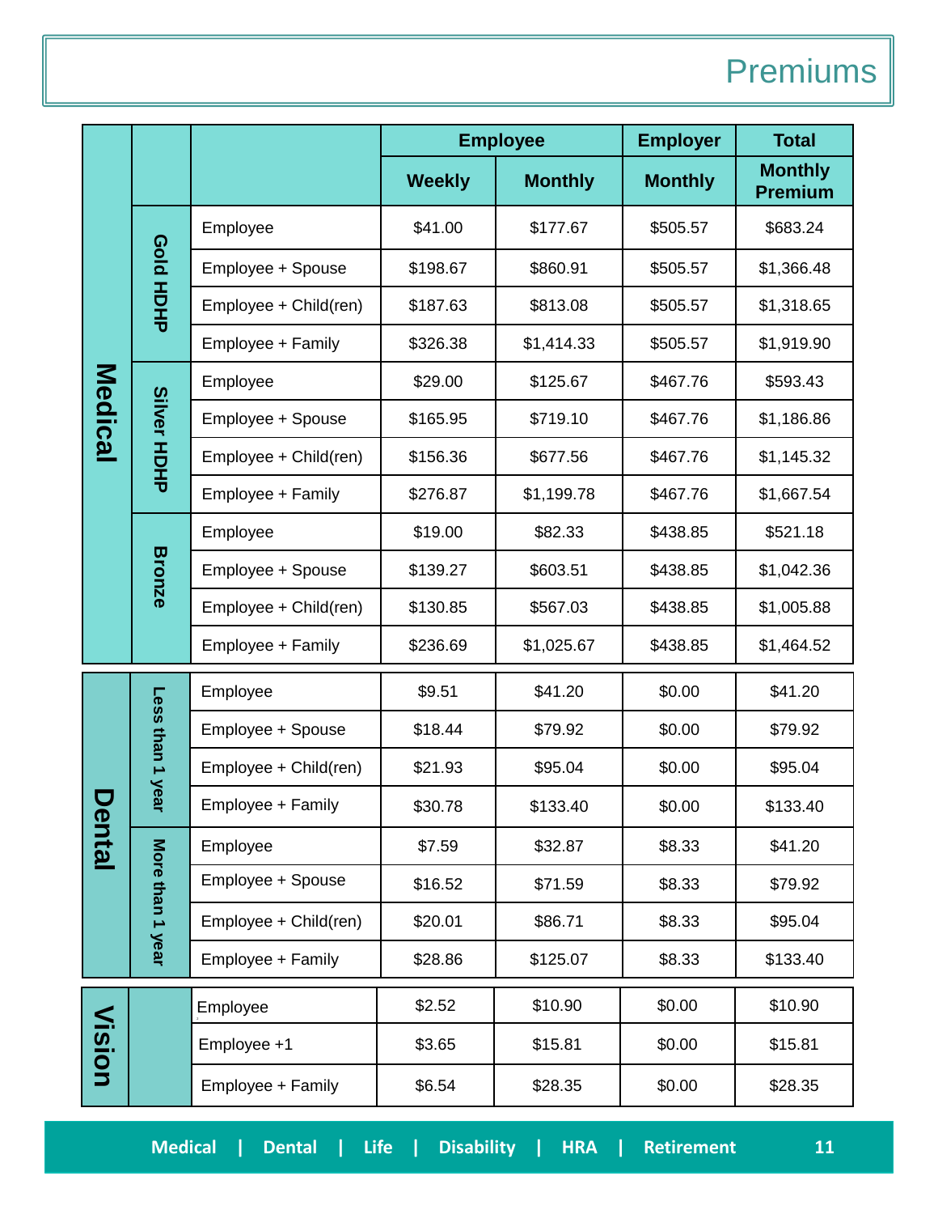# Premiums

| | | | Employee | | Employer | Total |
|---|---|---|---|---|---|---|
| | | | Weekly | Monthly | Monthly | Monthly Premium |
| Medical | Gold HDHP | Employee | $41.00 | $177.67 | $505.57 | $683.24 |
| | | Employee + Spouse | $198.67 | $860.91 | $505.57 | $1,366.48 |
| | | Employee + Child(ren) | $187.63 | $813.08 | $505.57 | $1,318.65 |
| | | Employee + Family | $326.38 | $1,414.33 | $505.57 | $1,919.90 |
| | Silver HDHP | Employee | $29.00 | $125.67 | $467.76 | $593.43 |
| | | Employee + Spouse | $165.95 | $719.10 | $467.76 | $1,186.86 |
| | | Employee + Child(ren) | $156.36 | $677.56 | $467.76 | $1,145.32 |
| | | Employee + Family | $276.87 | $1,199.78 | $467.76 | $1,667.54 |
| | Bronze | Employee | $19.00 | $82.33 | $438.85 | $521.18 |
| | | Employee + Spouse | $139.27 | $603.51 | $438.85 | $1,042.36 |
| | | Employee + Child(ren) | $130.85 | $567.03 | $438.85 | $1,005.88 |
| | | Employee + Family | $236.69 | $1,025.67 | $438.85 | $1,464.52 |
| Dental | Less than 1 year | Employee | $9.51 | $41.20 | $0.00 | $41.20 |
| | | Employee + Spouse | $18.44 | $79.92 | $0.00 | $79.92 |
| | | Employee + Child(ren) | $21.93 | $95.04 | $0.00 | $95.04 |
| | | Employee + Family | $30.78 | $133.40 | $0.00 | $133.40 |
| | More than 1 year | Employee | $7.59 | $32.87 | $8.33 | $41.20 |
| | | Employee + Spouse | $16.52 | $71.59 | $8.33 | $79.92 |
| | | Employee + Child(ren) | $20.01 | $86.71 | $8.33 | $95.04 |
| | | Employee + Family | $28.86 | $125.07 | $8.33 | $133.40 |
| Vision | | Employee | $2.52 | $10.90 | $0.00 | $10.90 |
| | | Employee +1 | $3.65 | $15.81 | $0.00 | $15.81 |
| | | Employee + Family | $6.54 | $28.35 | $0.00 | $28.35 |

Medical | Dental | Life | Disability | HRA | Retirement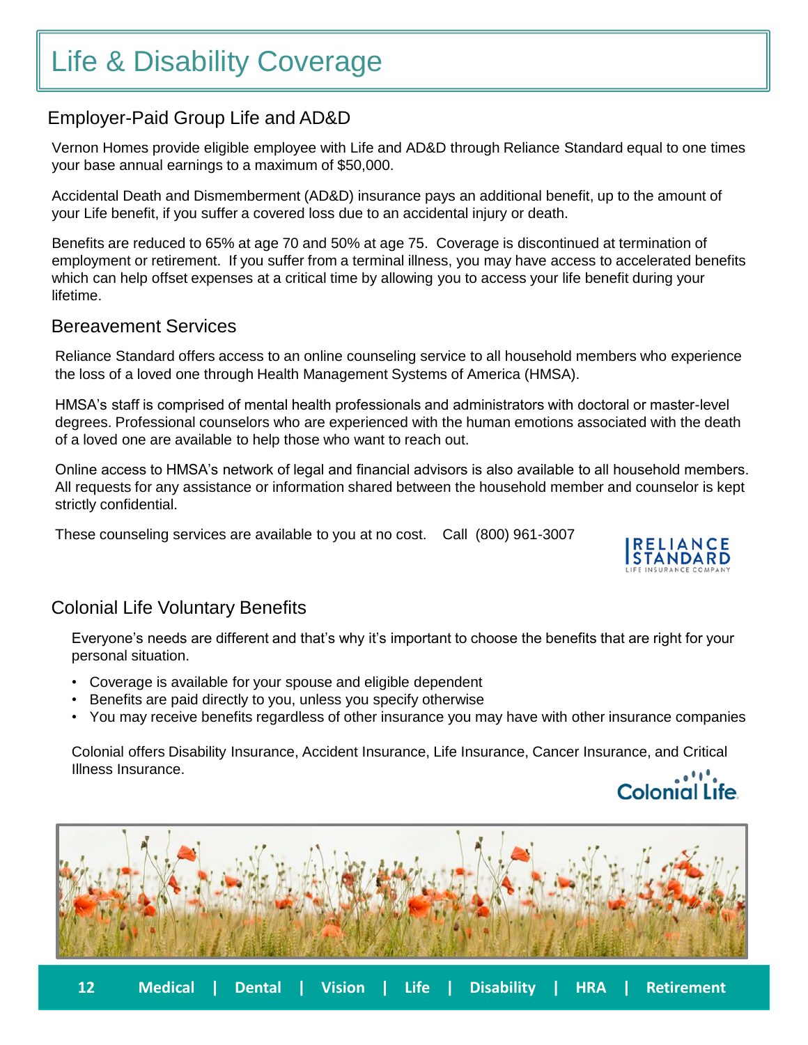# Life & Disability Coverage

## Employer-Paid Group Life and AD&D

Vernon Homes provide eligible employee with Life and AD&D through Reliance Standard equal to one times your base annual earnings to a maximum of $50,000.

Accidental Death and Dismemberment (AD&D) insurance pays an additional benefit, up to the amount of your Life benefit, if you suffer a covered loss due to an accidental injury or death.

Benefits are reduced to 65% at age 70 and 50% at age 75. Coverage is discontinued at termination of employment or retirement. If you suffer from a terminal illness, you may have access to accelerated benefits which can help offset expenses at a critical time by allowing you to access your life benefit during your lifetime.

## Bereavement Services

Reliance Standard offers access to an online counseling service to all household members who experience the loss of a loved one through Health Management Systems of America (HMSA).

HMSA's staff is comprised of mental health professionals and administrators with doctoral or master-level degrees. Professional counselors who are experienced with the human emotions associated with the death of a loved one are available to help those who want to reach out.

Online access to HMSA's network of legal and financial advisors is also available to all household members. All requests for any assistance or information shared between the household member and counselor is kept strictly confidential.

These counseling services are available to you at no cost. Call (800) 961-3007

## Colonial Life Voluntary Benefits

Everyone's needs are different and that's why it's important to choose the benefits that are right for your personal situation.

- Coverage is available for your spouse and eligible dependent
- Benefits are paid directly to you, unless you specify otherwise
- You may receive benefits regardless of other insurance you may have with other insurance companies

Colonial offers Disability Insurance, Accident Insurance, Life Insurance, Cancer Insurance, and Critical Illness Insurance.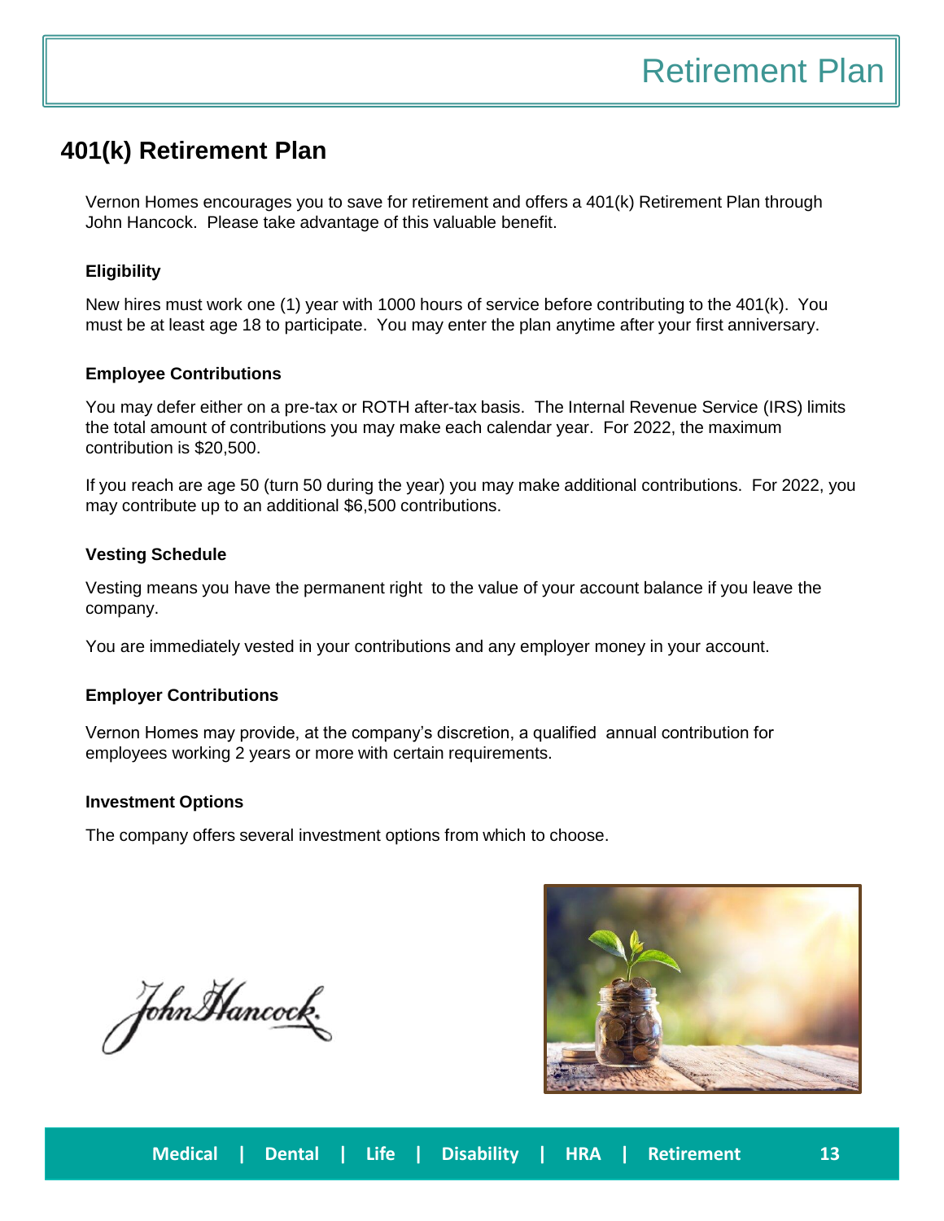# 401(k) Retirement Plan

Vernon Homes encourages you to save for retirement and offers a 401(k) Retirement Plan through John Hancock. Please take advantage of this valuable benefit.

### Eligibility

New hires must work one (1) year with 1000 hours of service before contributing to the 401(k). You must be at least age 18 to participate. You may enter the plan anytime after your first anniversary.

### Employee Contributions

You may defer either on a pre-tax or ROTH after-tax basis. The Internal Revenue Service (IRS) limits the total amount of contributions you may make each calendar year. For 2022, the maximum contribution is $20,500.

If you reach are age 50 (turn 50 during the year) you may make additional contributions. For 2022, you may contribute up to an additional $6,500 contributions.

### Vesting Schedule

Vesting means you have the permanent right to the value of your account balance if you leave the company.

You are immediately vested in your contributions and any employer money in your account.

### Employer Contributions

Vernon Homes may provide, at the company's discretion, a qualified annual contribution for employees working 2 years or more with certain requirements.

### Investment Options

The company offers several investment options from which to choose.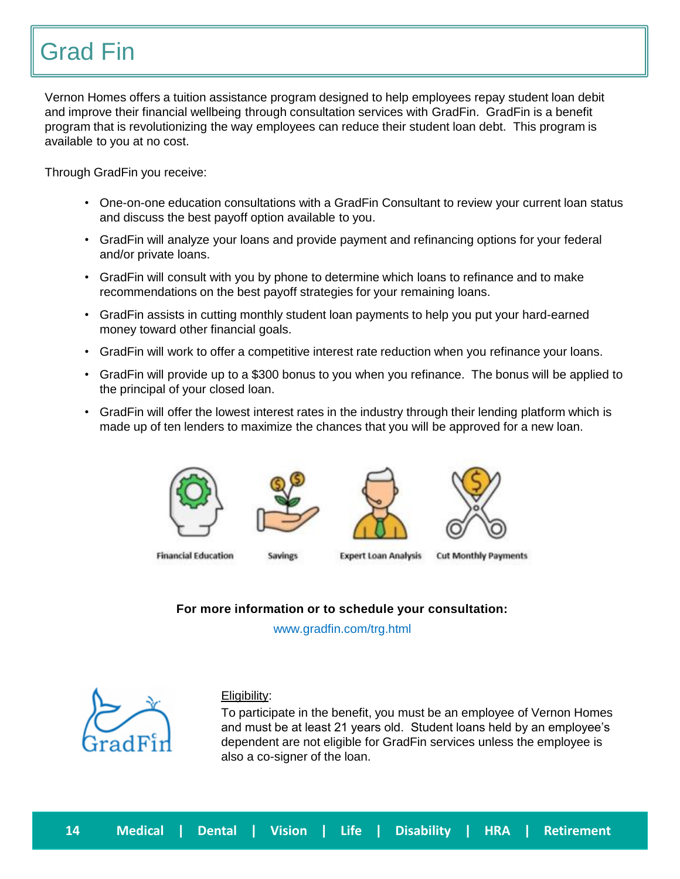# Grad Fin

Vernon Homes offers a tuition assistance program designed to help employees repay student loan debit and improve their financial wellbeing through consultation services with GradFin. GradFin is a benefit program that is revolutionizing the way employees can reduce their student loan debt. This program is available to you at no cost.

Through GradFin you receive:

- One-on-one education consultations with a GradFin Consultant to review your current loan status and discuss the best payoff option available to you.
- GradFin will analyze your loans and provide payment and refinancing options for your federal and/or private loans.
- GradFin will consult with you by phone to determine which loans to refinance and to make recommendations on the best payoff strategies for your remaining loans.
- GradFin assists in cutting monthly student loan payments to help you put your hard-earned money toward other financial goals.
- GradFin will work to offer a competitive interest rate reduction when you refinance your loans.
- GradFin will provide up to a $300 bonus to you when you refinance. The bonus will be applied to the principal of your closed loan.
- GradFin will offer the lowest interest rates in the industry through their lending platform which is made up of ten lenders to maximize the chances that you will be approved for a new loan.

Financial Education | Savings | Expert Loan Analysis | Cut Monthly Payments

**For more information or to schedule your consultation:**

www.gradfin.com/trg.html

Eligibility:

To participate in the benefit, you must be an employee of Vernon Homes and must be at least 21 years old. Student loans held by an employee's dependent are not eligible for GradFin services unless the employee is also a co-signer of the loan.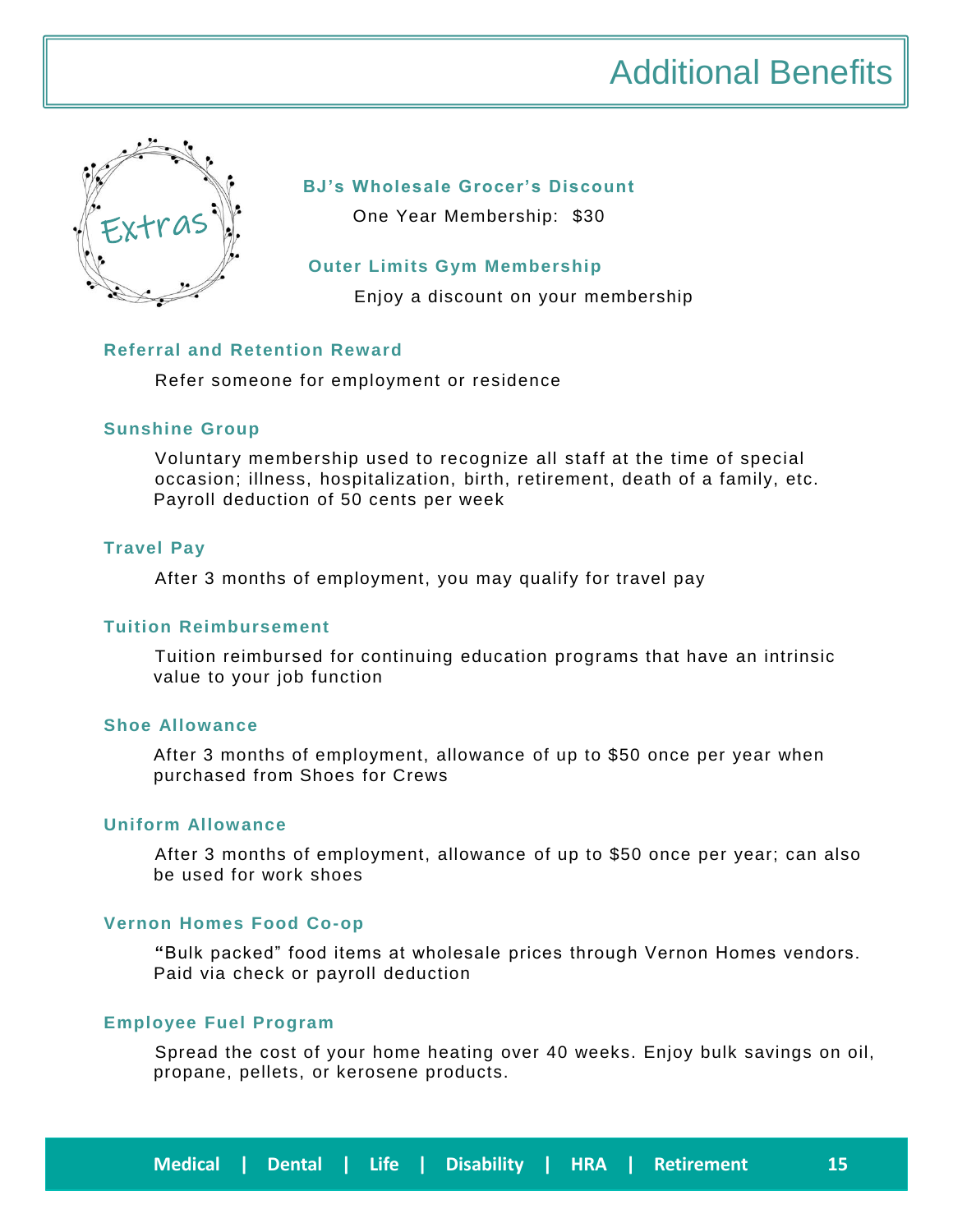# Additional Benefits

Extras

### BJ's Wholesale Grocer's Discount

One Year Membership: $30

### Outer Limits Gym Membership

Enjoy a discount on your membership

### Referral and Retention Reward

Refer someone for employment or residence

### Sunshine Group

Voluntary membership used to recognize all staff at the time of special occasion; illness, hospitalization, birth, retirement, death of a family, etc. Payroll deduction of 50 cents per week

### Travel Pay

After 3 months of employment, you may qualify for travel pay

### Tuition Reimbursement

Tuition reimbursed for continuing education programs that have an intrinsic value to your job function

### Shoe Allowance

After 3 months of employment, allowance of up to $50 once per year when purchased from Shoes for Crews

### Uniform Allowance

After 3 months of employment, allowance of up to $50 once per year; can also be used for work shoes

### Vernon Homes Food Co-op

"Bulk packed" food items at wholesale prices through Vernon Homes vendors. Paid via check or payroll deduction

### Employee Fuel Program

Spread the cost of your home heating over 40 weeks. Enjoy bulk savings on oil, propane, pellets, or kerosene products.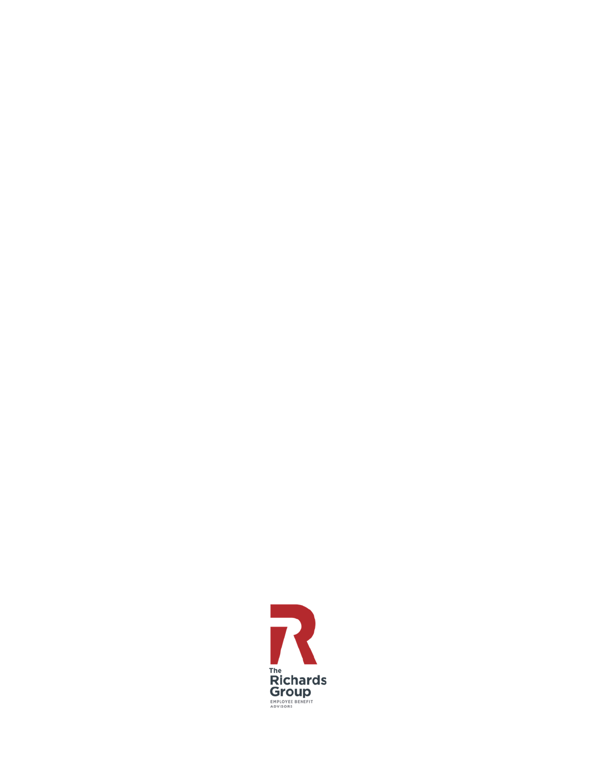The Richards Group

EMPLOYEE BENEFIT ADVISORS